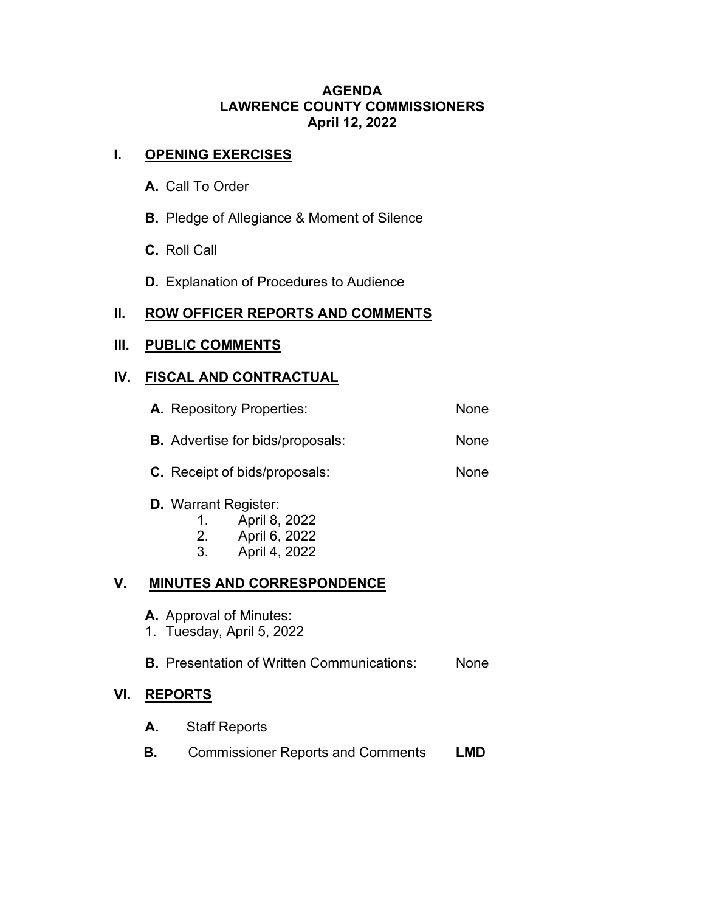# AGENDA
# LAWRENCE COUNTY COMMISSIONERS
# April 12, 2022

## I. OPENING EXERCISES

**A.** Call To Order

**B.** Pledge of Allegiance & Moment of Silence

**C.** Roll Call

**D.** Explanation of Procedures to Audience

## II. ROW OFFICER REPORTS AND COMMENTS

## III. PUBLIC COMMENTS

## IV. FISCAL AND CONTRACTUAL

**A.** Repository Properties: None

**B.** Advertise for bids/proposals: None

**C.** Receipt of bids/proposals: None

**D.** Warrant Register:
1. April 8, 2022
2. April 6, 2022
3. April 4, 2022

## V. MINUTES AND CORRESPONDENCE

**A.** Approval of Minutes:
1. Tuesday, April 5, 2022

**B.** Presentation of Written Communications: None

## VI. REPORTS

**A.** Staff Reports

**B.** Commissioner Reports and Comments **LMD**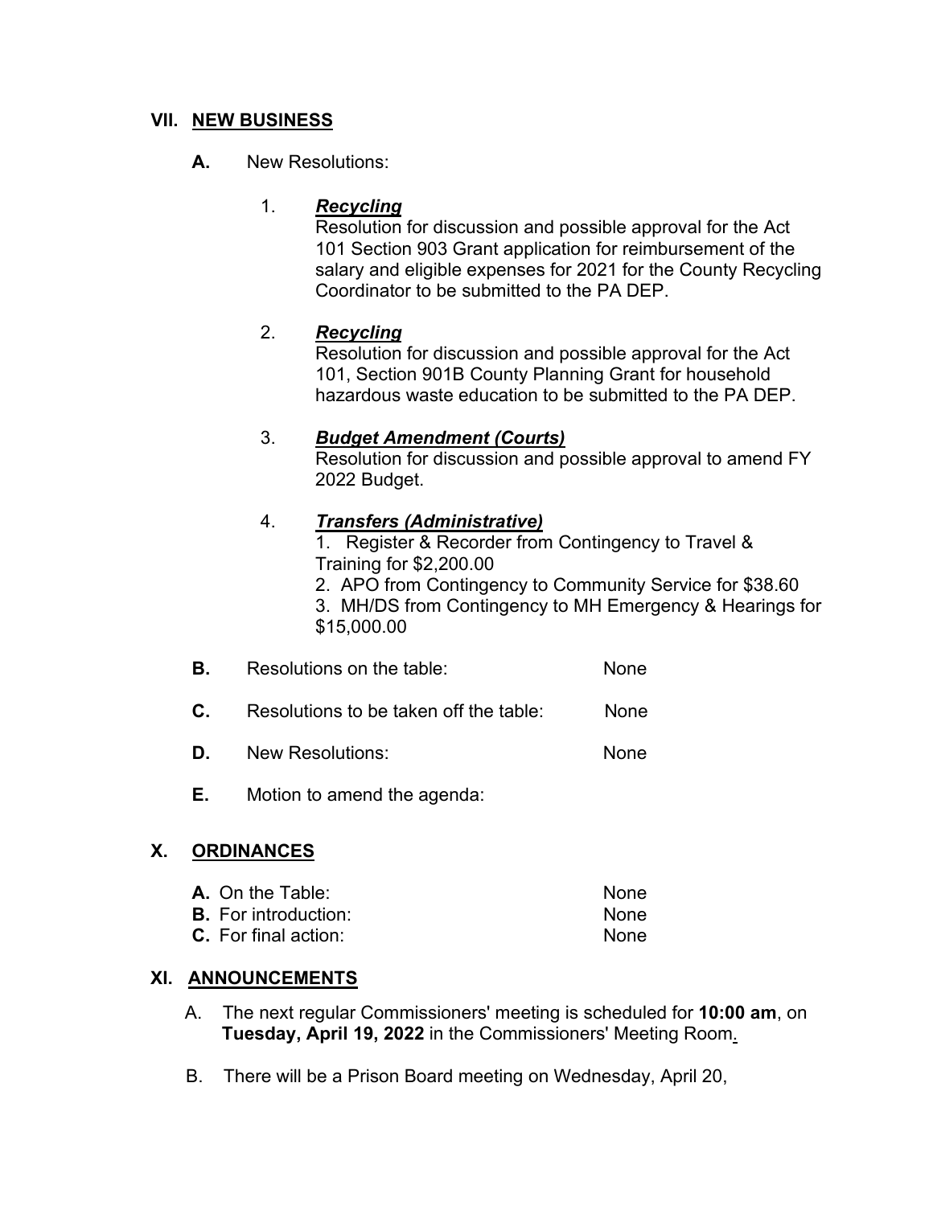## VII. NEW BUSINESS

**A.** New Resolutions:

1. ***Recycling***
   Resolution for discussion and possible approval for the Act 101 Section 903 Grant application for reimbursement of the salary and eligible expenses for 2021 for the County Recycling Coordinator to be submitted to the PA DEP.

2. ***Recycling***
   Resolution for discussion and possible approval for the Act 101, Section 901B County Planning Grant for household hazardous waste education to be submitted to the PA DEP.

3. ***Budget Amendment (Courts)***
   Resolution for discussion and possible approval to amend FY 2022 Budget.

4. ***Transfers (Administrative)***
   1. Register & Recorder from Contingency to Travel & Training for $2,200.00
   2. APO from Contingency to Community Service for $38.60
   3. MH/DS from Contingency to MH Emergency & Hearings for $15,000.00

**B.** Resolutions on the table: None

**C.** Resolutions to be taken off the table: None

**D.** New Resolutions: None

**E.** Motion to amend the agenda:

## X. ORDINANCES

**A.** On the Table: None
**B.** For introduction: None
**C.** For final action: None

## XI. ANNOUNCEMENTS

A. The next regular Commissioners' meeting is scheduled for **10:00 am**, on **Tuesday, April 19, 2022** in the Commissioners' Meeting Room.

B. There will be a Prison Board meeting on Wednesday, April 20,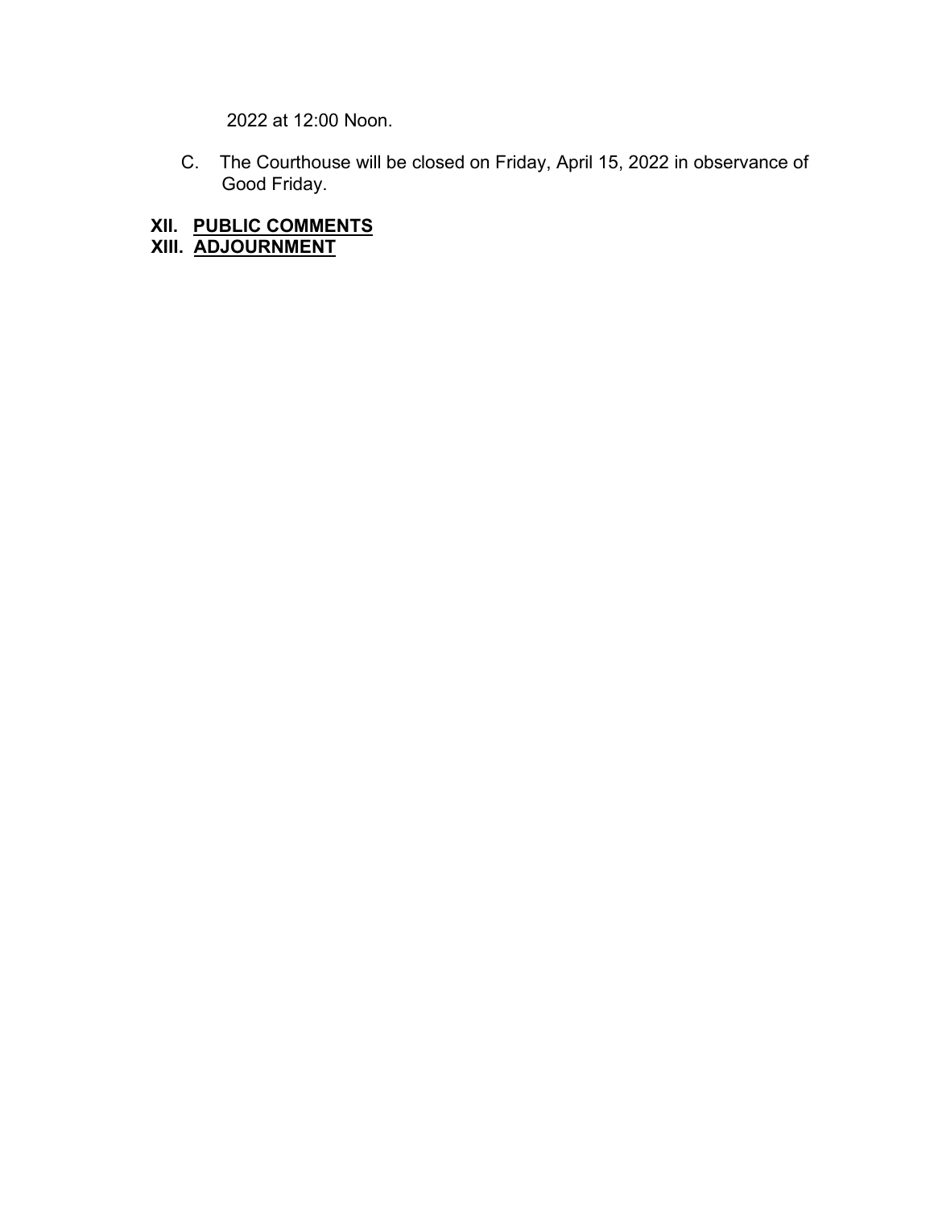2022 at 12:00 Noon.

C. The Courthouse will be closed on Friday, April 15, 2022 in observance of Good Friday.

**XII. PUBLIC COMMENTS**

**XIII. ADJOURNMENT**